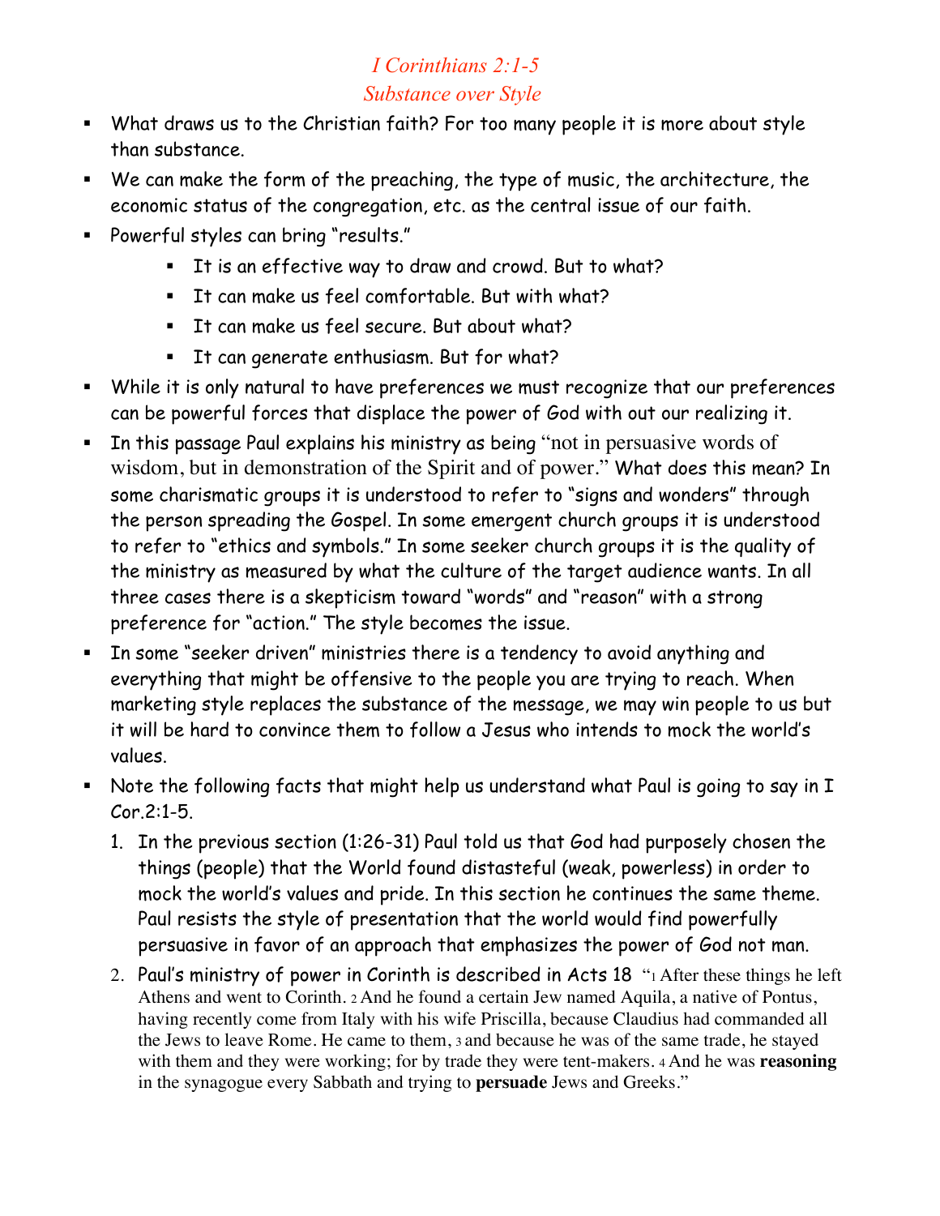# *I Corinthians 2:1-5*

## *Substance over Style*

- What draws us to the Christian faith? For too many people it is more about style than substance.
- We can make the form of the preaching, the type of music, the architecture, the economic status of the congregation, etc. as the central issue of our faith.
- Powerful styles can bring "results."
  - It is an effective way to draw and crowd. But to what?
  - It can make us feel comfortable. But with what?
  - It can make us feel secure. But about what?
  - It can generate enthusiasm. But for what?
- While it is only natural to have preferences we must recognize that our preferences can be powerful forces that displace the power of God with out our realizing it.
- In this passage Paul explains his ministry as being "not in persuasive words of wisdom, but in demonstration of the Spirit and of power." What does this mean? In some charismatic groups it is understood to refer to "signs and wonders" through the person spreading the Gospel. In some emergent church groups it is understood to refer to "ethics and symbols." In some seeker church groups it is the quality of the ministry as measured by what the culture of the target audience wants. In all three cases there is a skepticism toward "words" and "reason" with a strong preference for "action." The style becomes the issue.
- In some "seeker driven" ministries there is a tendency to avoid anything and everything that might be offensive to the people you are trying to reach. When marketing style replaces the substance of the message, we may win people to us but it will be hard to convince them to follow a Jesus who intends to mock the world's values.
- Note the following facts that might help us understand what Paul is going to say in I Cor.2:1-5.
  1. In the previous section (1:26-31) Paul told us that God had purposely chosen the things (people) that the World found distasteful (weak, powerless) in order to mock the world's values and pride. In this section he continues the same theme. Paul resists the style of presentation that the world would find powerfully persuasive in favor of an approach that emphasizes the power of God not man.
  2. Paul's ministry of power in Corinth is described in Acts 18 "1 After these things he left Athens and went to Corinth. 2 And he found a certain Jew named Aquila, a native of Pontus, having recently come from Italy with his wife Priscilla, because Claudius had commanded all the Jews to leave Rome. He came to them, 3 and because he was of the same trade, he stayed with them and they were working; for by trade they were tent-makers. 4 And he was **reasoning** in the synagogue every Sabbath and trying to **persuade** Jews and Greeks."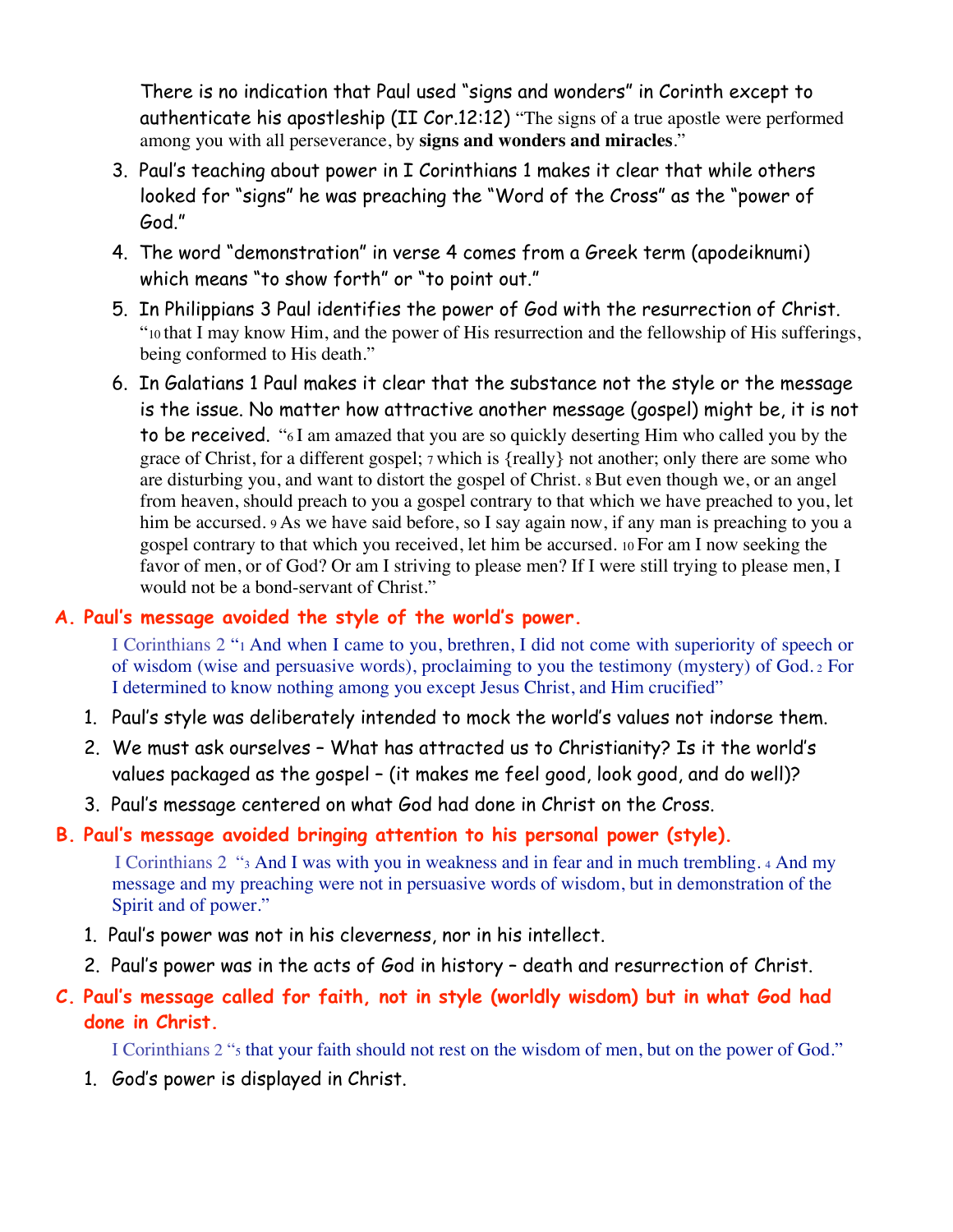There is no indication that Paul used "signs and wonders" in Corinth except to authenticate his apostleship (II Cor.12:12) "The signs of a true apostle were performed among you with all perseverance, by **signs and wonders and miracles**."

3. Paul's teaching about power in I Corinthians 1 makes it clear that while others looked for "signs" he was preaching the "Word of the Cross" as the "power of God."
4. The word "demonstration" in verse 4 comes from a Greek term (apodeiknumi) which means "to show forth" or "to point out."
5. In Philippians 3 Paul identifies the power of God with the resurrection of Christ. "10 that I may know Him, and the power of His resurrection and the fellowship of His sufferings, being conformed to His death."
6. In Galatians 1 Paul makes it clear that the substance not the style or the message is the issue. No matter how attractive another message (gospel) might be, it is not to be received. "6 I am amazed that you are so quickly deserting Him who called you by the grace of Christ, for a different gospel; 7 which is {really} not another; only there are some who are disturbing you, and want to distort the gospel of Christ. 8 But even though we, or an angel from heaven, should preach to you a gospel contrary to that which we have preached to you, let him be accursed. 9 As we have said before, so I say again now, if any man is preaching to you a gospel contrary to that which you received, let him be accursed. 10 For am I now seeking the favor of men, or of God? Or am I striving to please men? If I were still trying to please men, I would not be a bond-servant of Christ."

**A. Paul's message avoided the style of the world's power.**

I Corinthians 2 "1 And when I came to you, brethren, I did not come with superiority of speech or of wisdom (wise and persuasive words), proclaiming to you the testimony (mystery) of God. 2 For I determined to know nothing among you except Jesus Christ, and Him crucified"

1. Paul's style was deliberately intended to mock the world's values not indorse them.
2. We must ask ourselves – What has attracted us to Christianity? Is it the world's values packaged as the gospel – (it makes me feel good, look good, and do well)?
3. Paul's message centered on what God had done in Christ on the Cross.

**B. Paul's message avoided bringing attention to his personal power (style).**

I Corinthians 2 "3 And I was with you in weakness and in fear and in much trembling. 4 And my message and my preaching were not in persuasive words of wisdom, but in demonstration of the Spirit and of power."

1. Paul's power was not in his cleverness, nor in his intellect.
2. Paul's power was in the acts of God in history – death and resurrection of Christ.

**C. Paul's message called for faith, not in style (worldly wisdom) but in what God had done in Christ.**

I Corinthians 2 "5 that your faith should not rest on the wisdom of men, but on the power of God."

1. God's power is displayed in Christ.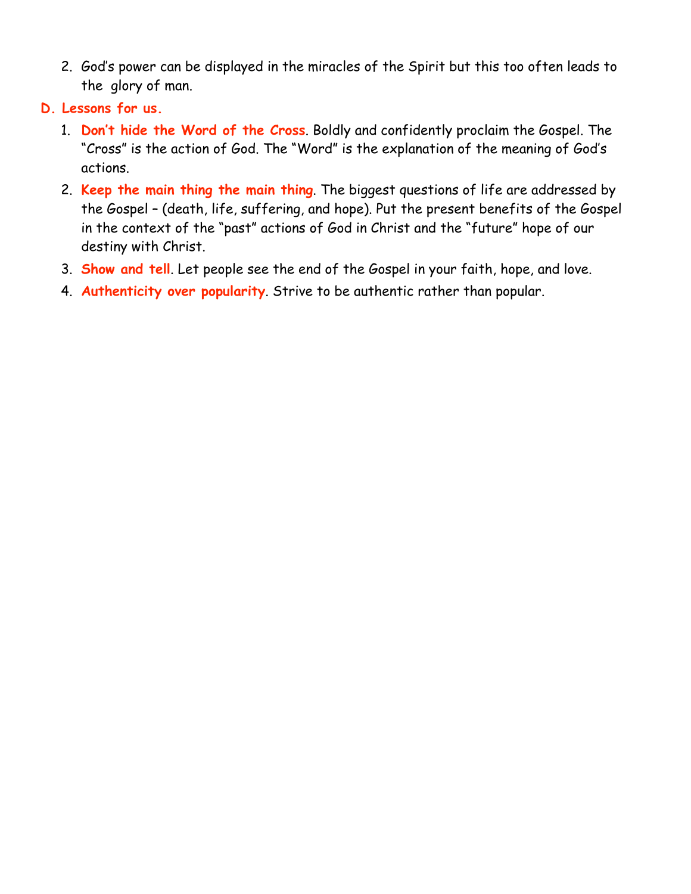2. God's power can be displayed in the miracles of the Spirit but this too often leads to the glory of man.

**D. Lessons for us.**

1. **Don't hide the Word of the Cross**. Boldly and confidently proclaim the Gospel. The "Cross" is the action of God. The "Word" is the explanation of the meaning of God's actions.
2. **Keep the main thing the main thing**. The biggest questions of life are addressed by the Gospel – (death, life, suffering, and hope). Put the present benefits of the Gospel in the context of the "past" actions of God in Christ and the "future" hope of our destiny with Christ.
3. **Show and tell**. Let people see the end of the Gospel in your faith, hope, and love.
4. **Authenticity over popularity**. Strive to be authentic rather than popular.